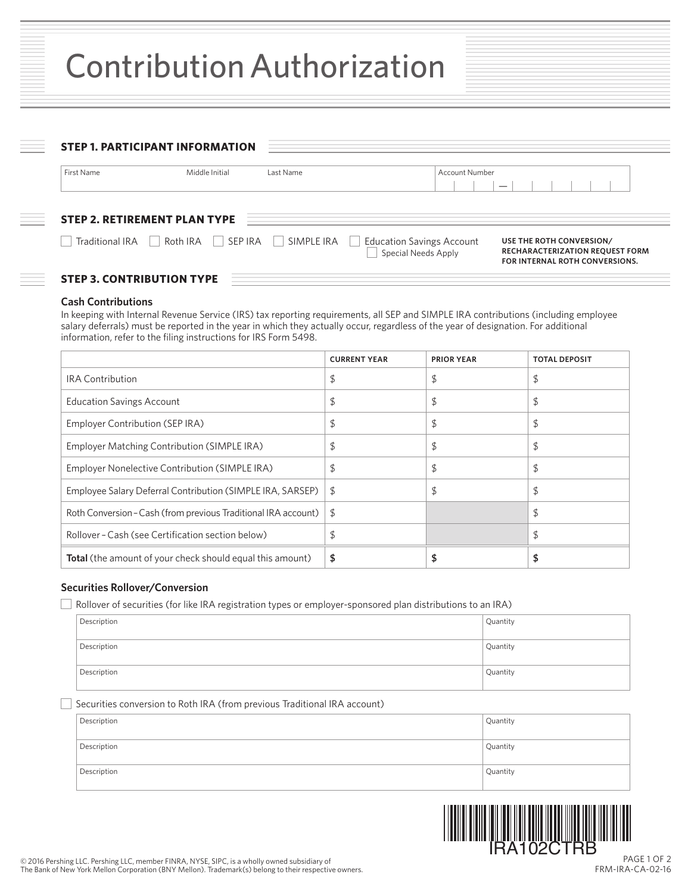# Contribution Authorization

## STEP 1. PARTICIPANT INFORMATION

| First Name | Middle Initial | Last Name | Account Number |
|---|---|---|---|
| | | | — |

## STEP 2. RETIREMENT PLAN TYPE

☐ Traditional IRA ☐ Roth IRA ☐ SEP IRA ☐ SIMPLE IRA ☐ Education Savings Account
☐ Special Needs Apply

**USE THE ROTH CONVERSION/ RECHARACTERIZATION REQUEST FORM FOR INTERNAL ROTH CONVERSIONS.**

## STEP 3. CONTRIBUTION TYPE

### Cash Contributions

In keeping with Internal Revenue Service (IRS) tax reporting requirements, all SEP and SIMPLE IRA contributions (including employee salary deferrals) must be reported in the year in which they actually occur, regardless of the year of designation. For additional information, refer to the filing instructions for IRS Form 5498.

| | CURRENT YEAR | PRIOR YEAR | TOTAL DEPOSIT |
|---|---|---|---|
| IRA Contribution | $ | $ | $ |
| Education Savings Account | $ | $ | $ |
| Employer Contribution (SEP IRA) | $ | $ | $ |
| Employer Matching Contribution (SIMPLE IRA) | $ | $ | $ |
| Employer Nonelective Contribution (SIMPLE IRA) | $ | $ | $ |
| Employee Salary Deferral Contribution (SIMPLE IRA, SARSEP) | $ | $ | $ |
| Roth Conversion – Cash (from previous Traditional IRA account) | $ | | $ |
| Rollover – Cash (see Certification section below) | $ | | $ |
| **Total** (the amount of your check should equal this amount) | **$** | **$** | **$** |

### Securities Rollover/Conversion

☐ Rollover of securities (for like IRA registration types or employer-sponsored plan distributions to an IRA)

| Description | Quantity |
|---|---|
| Description | Quantity |
| Description | Quantity |

☐ Securities conversion to Roth IRA (from previous Traditional IRA account)

| Description | Quantity |
|---|---|
| Description | Quantity |
| Description | Quantity |

IRA102CTRB

© 2016 Pershing LLC. Pershing LLC, member FINRA, NYSE, SIPC, is a wholly owned subsidiary of The Bank of New York Mellon Corporation (BNY Mellon). Trademark(s) belong to their respective owners.

FRM-IRA-CA-02-16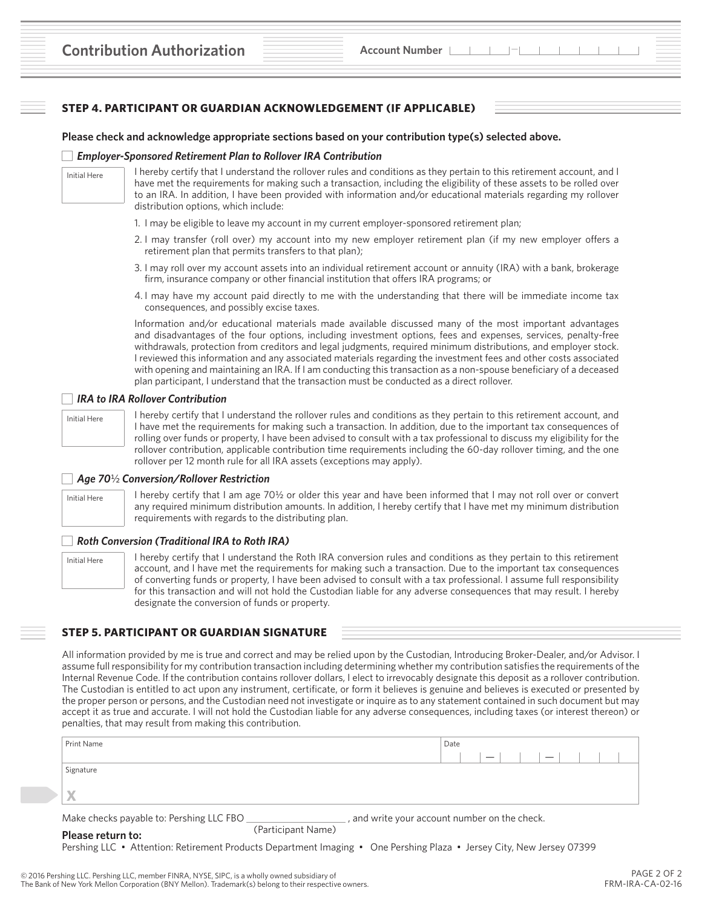## Contribution Authorization

**Account Number** ___-______

### STEP 4. PARTICIPANT OR GUARDIAN ACKNOWLEDGEMENT (IF APPLICABLE)

**Please check and acknowledge appropriate sections based on your contribution type(s) selected above.**

☐ ***Employer-Sponsored Retirement Plan to Rollover IRA Contribution***

Initial Here

I hereby certify that I understand the rollover rules and conditions as they pertain to this retirement account, and I have met the requirements for making such a transaction, including the eligibility of these assets to be rolled over to an IRA. In addition, I have been provided with information and/or educational materials regarding my rollover distribution options, which include:

1. I may be eligible to leave my account in my current employer-sponsored retirement plan;
2. I may transfer (roll over) my account into my new employer retirement plan (if my new employer offers a retirement plan that permits transfers to that plan);
3. I may roll over my account assets into an individual retirement account or annuity (IRA) with a bank, brokerage firm, insurance company or other financial institution that offers IRA programs; or
4. I may have my account paid directly to me with the understanding that there will be immediate income tax consequences, and possibly excise taxes.

Information and/or educational materials made available discussed many of the most important advantages and disadvantages of the four options, including investment options, fees and expenses, services, penalty-free withdrawals, protection from creditors and legal judgments, required minimum distributions, and employer stock. I reviewed this information and any associated materials regarding the investment fees and other costs associated with opening and maintaining an IRA. If I am conducting this transaction as a non-spouse beneficiary of a deceased plan participant, I understand that the transaction must be conducted as a direct rollover.

☐ ***IRA to IRA Rollover Contribution***

Initial Here

I hereby certify that I understand the rollover rules and conditions as they pertain to this retirement account, and I have met the requirements for making such a transaction. In addition, due to the important tax consequences of rolling over funds or property, I have been advised to consult with a tax professional to discuss my eligibility for the rollover contribution, applicable contribution time requirements including the 60-day rollover timing, and the one rollover per 12 month rule for all IRA assets (exceptions may apply).

☐ ***Age 70½ Conversion/Rollover Restriction***

Initial Here

I hereby certify that I am age 70½ or older this year and have been informed that I may not roll over or convert any required minimum distribution amounts. In addition, I hereby certify that I have met my minimum distribution requirements with regards to the distributing plan.

☐ ***Roth Conversion (Traditional IRA to Roth IRA)***

Initial Here

I hereby certify that I understand the Roth IRA conversion rules and conditions as they pertain to this retirement account, and I have met the requirements for making such a transaction. Due to the important tax consequences of converting funds or property, I have been advised to consult with a tax professional. I assume full responsibility for this transaction and will not hold the Custodian liable for any adverse consequences that may result. I hereby designate the conversion of funds or property.

### STEP 5. PARTICIPANT OR GUARDIAN SIGNATURE

All information provided by me is true and correct and may be relied upon by the Custodian, Introducing Broker-Dealer, and/or Advisor. I assume full responsibility for my contribution transaction including determining whether my contribution satisfies the requirements of the Internal Revenue Code. If the contribution contains rollover dollars, I elect to irrevocably designate this deposit as a rollover contribution. The Custodian is entitled to act upon any instrument, certificate, or form it believes is genuine and believes is executed or presented by the proper person or persons, and the Custodian need not investigate or inquire as to any statement contained in such document but may accept it as true and accurate. I will not hold the Custodian liable for any adverse consequences, including taxes (or interest thereon) or penalties, that may result from making this contribution.

| | |
|---|---|
| Print Name | Date __ __ – __ __ – __ __ __ __ |
| Signature X | |

Make checks payable to: Pershing LLC FBO ____________________ (Participant Name), and write your account number on the check.

**Please return to:**

Pershing LLC • Attention: Retirement Products Department Imaging • One Pershing Plaza • Jersey City, New Jersey 07399

© 2016 Pershing LLC. Pershing LLC, member FINRA, NYSE, SIPC, is a wholly owned subsidiary of The Bank of New York Mellon Corporation (BNY Mellon). Trademark(s) belong to their respective owners.

FRM-IRA-CA-02-16